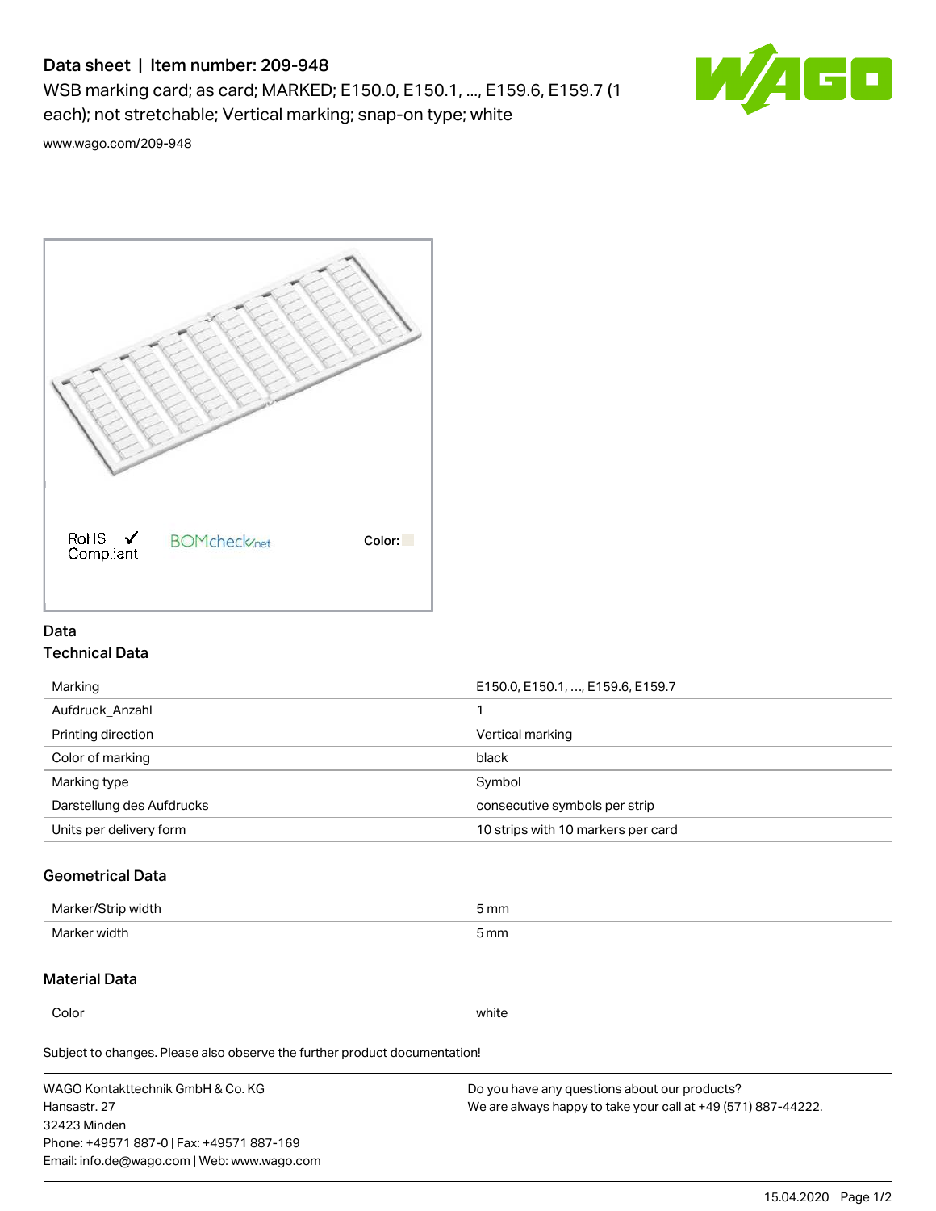# Data sheet | Item number: 209-948

WSB marking card; as card; MARKED; E150.0, E150.1, ..., E159.6, E159.7 (1 each); not stretchable; Vertical marking; snap-on type; white

www.wago.com/209-948

RoHS Compliant ✓ BOMcheck.net Color:

## Data

### Technical Data

| | |
|---|---|
| Marking | E150.0, E150.1, …, E159.6, E159.7 |
| Aufdruck_Anzahl | 1 |
| Printing direction | Vertical marking |
| Color of marking | black |
| Marking type | Symbol |
| Darstellung des Aufdrucks | consecutive symbols per strip |
| Units per delivery form | 10 strips with 10 markers per card |

### Geometrical Data

| | |
|---|---|
| Marker/Strip width | 5 mm |
| Marker width | 5 mm |

### Material Data

| | |
|---|---|
| Color | white |

Subject to changes. Please also observe the further product documentation!

WAGO Kontakttechnik GmbH & Co. KG
Hansastr. 27
32423 Minden
Phone: +49571 887-0 | Fax: +49571 887-169
Email: info.de@wago.com | Web: www.wago.com

Do you have any questions about our products?
We are always happy to take your call at +49 (571) 887-44222.

15.04.2020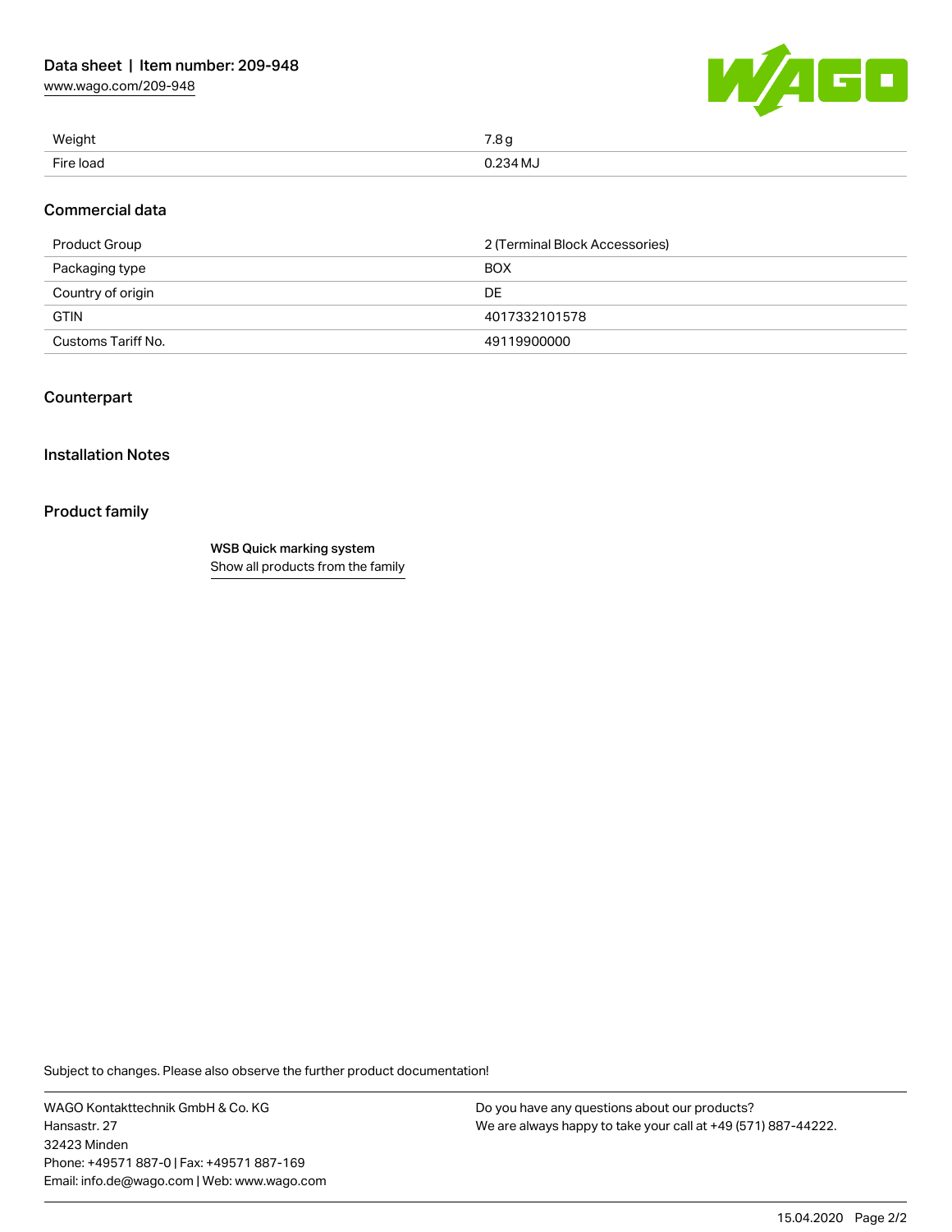| | |
|---|---|
| Weight | 7.8 g |
| Fire load | 0.234 MJ |

## Commercial data

| | |
|---|---|
| Product Group | 2 (Terminal Block Accessories) |
| Packaging type | BOX |
| Country of origin | DE |
| GTIN | 4017332101578 |
| Customs Tariff No. | 49119900000 |

## Counterpart

## Installation Notes

## Product family

**WSB Quick marking system**
Show all products from the family

Subject to changes. Please also observe the further product documentation!

WAGO Kontakttechnik GmbH & Co. KG
Hansastr. 27
32423 Minden
Phone: +49571 887-0 | Fax: +49571 887-169
Email: info.de@wago.com | Web: www.wago.com

Do you have any questions about our products?
We are always happy to take your call at +49 (571) 887-44222.

15.04.2020